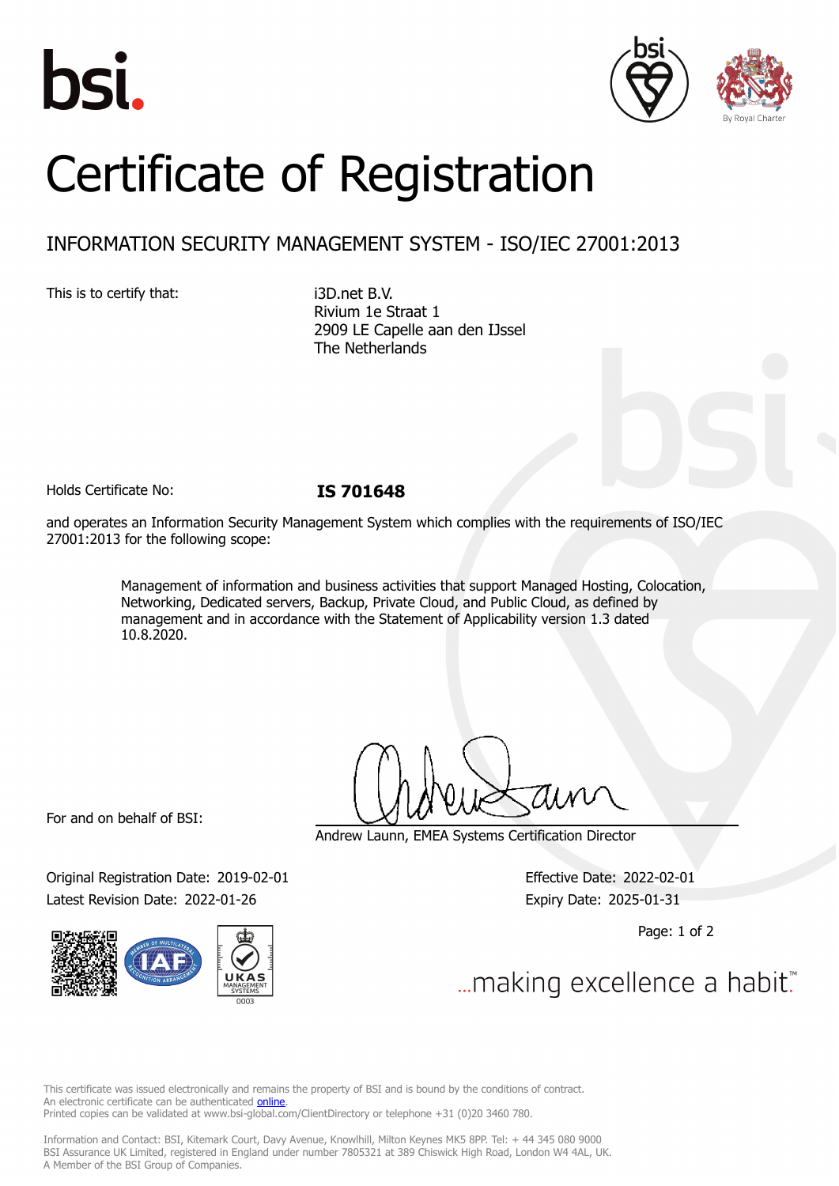# Certificate of Registration

## INFORMATION SECURITY MANAGEMENT SYSTEM - ISO/IEC 27001:2013

This is to certify that:

i3D.net B.V.
Rivium 1e Straat 1
2909 LE Capelle aan den IJssel
The Netherlands

Holds Certificate No: **IS 701648**

and operates an Information Security Management System which complies with the requirements of ISO/IEC 27001:2013 for the following scope:

> Management of information and business activities that support Managed Hosting, Colocation, Networking, Dedicated servers, Backup, Private Cloud, and Public Cloud, as defined by management and in accordance with the Statement of Applicability version 1.3 dated 10.8.2020.

For and on behalf of BSI:

Andrew Launn, EMEA Systems Certification Director

Original Registration Date: 2019-02-01
Latest Revision Date: 2022-01-26

Effective Date: 2022-02-01
Expiry Date: 2025-01-31

...making excellence a habit.™

This certificate was issued electronically and remains the property of BSI and is bound by the conditions of contract.
An electronic certificate can be authenticated online.
Printed copies can be validated at www.bsi-global.com/ClientDirectory or telephone +31 (0)20 3460 780.

Information and Contact: BSI, Kitemark Court, Davy Avenue, Knowlhill, Milton Keynes MK5 8PP. Tel: + 44 345 080 9000
BSI Assurance UK Limited, registered in England under number 7805321 at 389 Chiswick High Road, London W4 4AL, UK.
A Member of the BSI Group of Companies.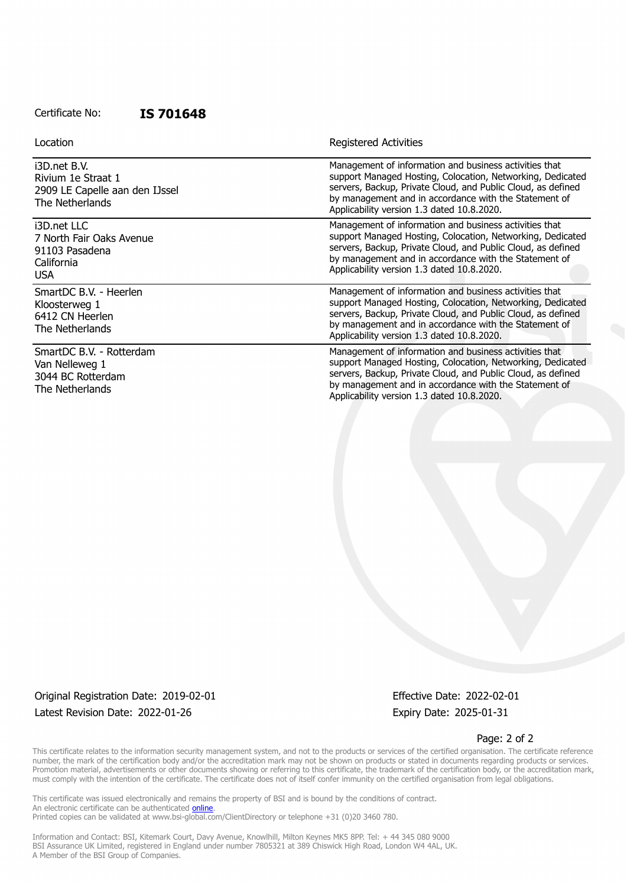Certificate No: **IS 701648**

| Location | Registered Activities |
| --- | --- |
| i3D.net B.V.<br>Rivium 1e Straat 1<br>2909 LE Capelle aan den IJssel<br>The Netherlands | Management of information and business activities that support Managed Hosting, Colocation, Networking, Dedicated servers, Backup, Private Cloud, and Public Cloud, as defined by management and in accordance with the Statement of Applicability version 1.3 dated 10.8.2020. |
| i3D.net LLC<br>7 North Fair Oaks Avenue<br>91103 Pasadena<br>California<br>USA | Management of information and business activities that support Managed Hosting, Colocation, Networking, Dedicated servers, Backup, Private Cloud, and Public Cloud, as defined by management and in accordance with the Statement of Applicability version 1.3 dated 10.8.2020. |
| SmartDC B.V. - Heerlen<br>Kloosterweg 1<br>6412 CN Heerlen<br>The Netherlands | Management of information and business activities that support Managed Hosting, Colocation, Networking, Dedicated servers, Backup, Private Cloud, and Public Cloud, as defined by management and in accordance with the Statement of Applicability version 1.3 dated 10.8.2020. |
| SmartDC B.V. - Rotterdam<br>Van Nelleweg 1<br>3044 BC Rotterdam<br>The Netherlands | Management of information and business activities that support Managed Hosting, Colocation, Networking, Dedicated servers, Backup, Private Cloud, and Public Cloud, as defined by management and in accordance with the Statement of Applicability version 1.3 dated 10.8.2020. |

Original Registration Date: 2019-02-01
Latest Revision Date: 2022-01-26

Effective Date: 2022-02-01
Expiry Date: 2025-01-31

This certificate relates to the information security management system, and not to the products or services of the certified organisation. The certificate reference number, the mark of the certification body and/or the accreditation mark may not be shown on products or stated in documents regarding products or services. Promotion material, advertisements or other documents showing or referring to this certificate, the trademark of the certification body, or the accreditation mark, must comply with the intention of the certificate. The certificate does not of itself confer immunity on the certified organisation from legal obligations.

This certificate was issued electronically and remains the property of BSI and is bound by the conditions of contract.
An electronic certificate can be authenticated online.
Printed copies can be validated at www.bsi-global.com/ClientDirectory or telephone +31 (0)20 3460 780.

Information and Contact: BSI, Kitemark Court, Davy Avenue, Knowlhill, Milton Keynes MK5 8PP. Tel: + 44 345 080 9000
BSI Assurance UK Limited, registered in England under number 7805321 at 389 Chiswick High Road, London W4 4AL, UK.
A Member of the BSI Group of Companies.